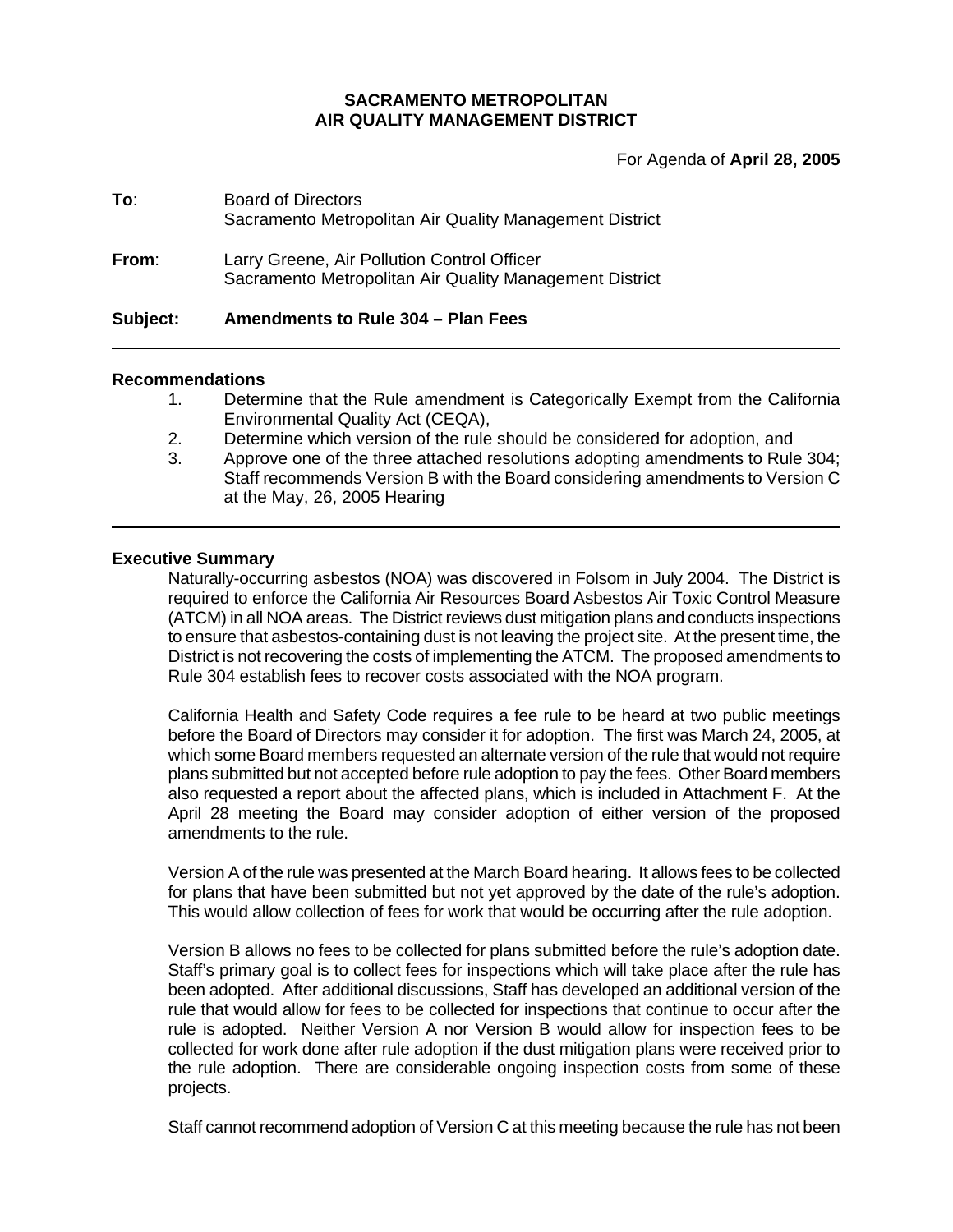**SACRAMENTO METROPOLITAN**
**AIR QUALITY MANAGEMENT DISTRICT**

For Agenda of **April 28, 2005**

**To**: Board of Directors
Sacramento Metropolitan Air Quality Management District

**From**: Larry Greene, Air Pollution Control Officer
Sacramento Metropolitan Air Quality Management District

**Subject: Amendments to Rule 304 – Plan Fees**

---

**Recommendations**

1. Determine that the Rule amendment is Categorically Exempt from the California Environmental Quality Act (CEQA),
2. Determine which version of the rule should be considered for adoption, and
3. Approve one of the three attached resolutions adopting amendments to Rule 304; Staff recommends Version B with the Board considering amendments to Version C at the May, 26, 2005 Hearing

---

**Executive Summary**

Naturally-occurring asbestos (NOA) was discovered in Folsom in July 2004. The District is required to enforce the California Air Resources Board Asbestos Air Toxic Control Measure (ATCM) in all NOA areas. The District reviews dust mitigation plans and conducts inspections to ensure that asbestos-containing dust is not leaving the project site. At the present time, the District is not recovering the costs of implementing the ATCM. The proposed amendments to Rule 304 establish fees to recover costs associated with the NOA program.

California Health and Safety Code requires a fee rule to be heard at two public meetings before the Board of Directors may consider it for adoption. The first was March 24, 2005, at which some Board members requested an alternate version of the rule that would not require plans submitted but not accepted before rule adoption to pay the fees. Other Board members also requested a report about the affected plans, which is included in Attachment F. At the April 28 meeting the Board may consider adoption of either version of the proposed amendments to the rule.

Version A of the rule was presented at the March Board hearing. It allows fees to be collected for plans that have been submitted but not yet approved by the date of the rule's adoption. This would allow collection of fees for work that would be occurring after the rule adoption.

Version B allows no fees to be collected for plans submitted before the rule's adoption date. Staff's primary goal is to collect fees for inspections which will take place after the rule has been adopted. After additional discussions, Staff has developed an additional version of the rule that would allow for fees to be collected for inspections that continue to occur after the rule is adopted. Neither Version A nor Version B would allow for inspection fees to be collected for work done after rule adoption if the dust mitigation plans were received prior to the rule adoption. There are considerable ongoing inspection costs from some of these projects.

Staff cannot recommend adoption of Version C at this meeting because the rule has not been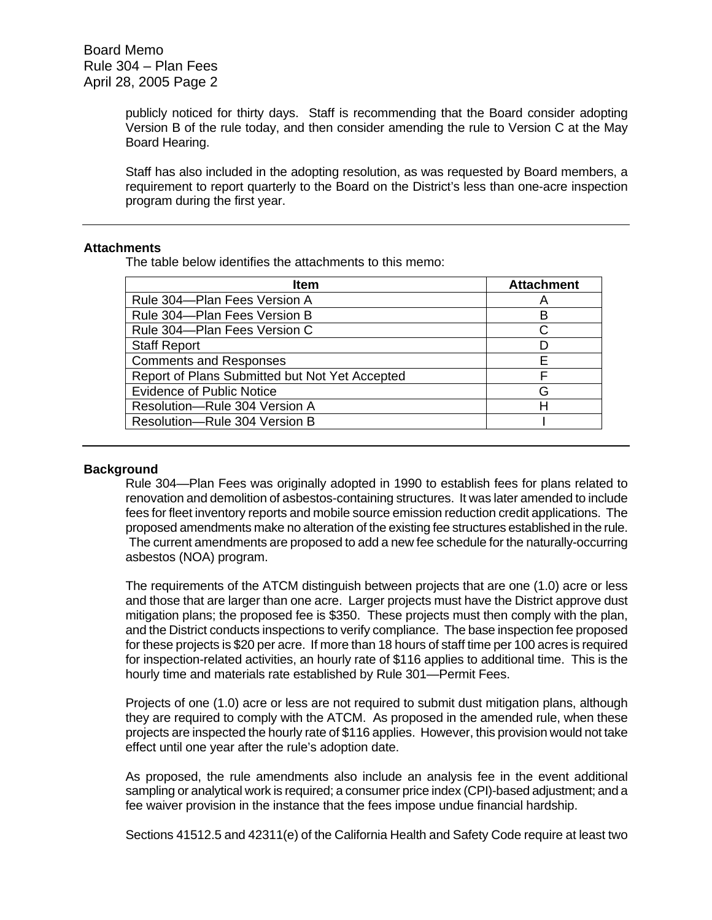publicly noticed for thirty days. Staff is recommending that the Board consider adopting Version B of the rule today, and then consider amending the rule to Version C at the May Board Hearing.

Staff has also included in the adopting resolution, as was requested by Board members, a requirement to report quarterly to the Board on the District's less than one-acre inspection program during the first year.

---

**Attachments**

The table below identifies the attachments to this memo:

| Item | Attachment |
|---|---|
| Rule 304—Plan Fees Version A | A |
| Rule 304—Plan Fees Version B | B |
| Rule 304—Plan Fees Version C | C |
| Staff Report | D |
| Comments and Responses | E |
| Report of Plans Submitted but Not Yet Accepted | F |
| Evidence of Public Notice | G |
| Resolution—Rule 304 Version A | H |
| Resolution—Rule 304 Version B | I |

---

**Background**

Rule 304—Plan Fees was originally adopted in 1990 to establish fees for plans related to renovation and demolition of asbestos-containing structures. It was later amended to include fees for fleet inventory reports and mobile source emission reduction credit applications. The proposed amendments make no alteration of the existing fee structures established in the rule. The current amendments are proposed to add a new fee schedule for the naturally-occurring asbestos (NOA) program.

The requirements of the ATCM distinguish between projects that are one (1.0) acre or less and those that are larger than one acre. Larger projects must have the District approve dust mitigation plans; the proposed fee is $350. These projects must then comply with the plan, and the District conducts inspections to verify compliance. The base inspection fee proposed for these projects is $20 per acre. If more than 18 hours of staff time per 100 acres is required for inspection-related activities, an hourly rate of $116 applies to additional time. This is the hourly time and materials rate established by Rule 301—Permit Fees.

Projects of one (1.0) acre or less are not required to submit dust mitigation plans, although they are required to comply with the ATCM. As proposed in the amended rule, when these projects are inspected the hourly rate of $116 applies. However, this provision would not take effect until one year after the rule's adoption date.

As proposed, the rule amendments also include an analysis fee in the event additional sampling or analytical work is required; a consumer price index (CPI)-based adjustment; and a fee waiver provision in the instance that the fees impose undue financial hardship.

Sections 41512.5 and 42311(e) of the California Health and Safety Code require at least two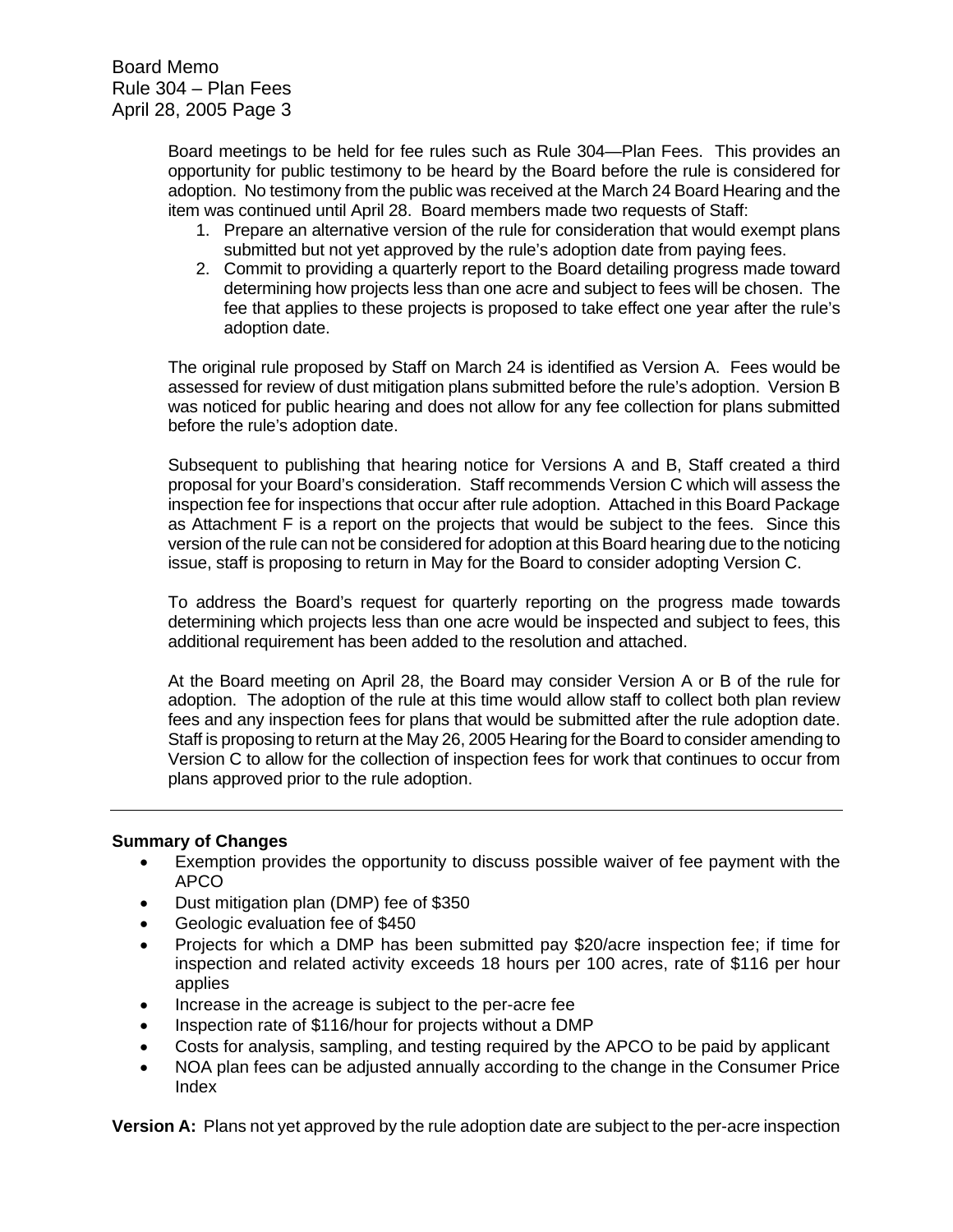Board meetings to be held for fee rules such as Rule 304—Plan Fees. This provides an opportunity for public testimony to be heard by the Board before the rule is considered for adoption. No testimony from the public was received at the March 24 Board Hearing and the item was continued until April 28. Board members made two requests of Staff:

1. Prepare an alternative version of the rule for consideration that would exempt plans submitted but not yet approved by the rule's adoption date from paying fees.
2. Commit to providing a quarterly report to the Board detailing progress made toward determining how projects less than one acre and subject to fees will be chosen. The fee that applies to these projects is proposed to take effect one year after the rule's adoption date.

The original rule proposed by Staff on March 24 is identified as Version A. Fees would be assessed for review of dust mitigation plans submitted before the rule's adoption. Version B was noticed for public hearing and does not allow for any fee collection for plans submitted before the rule's adoption date.

Subsequent to publishing that hearing notice for Versions A and B, Staff created a third proposal for your Board's consideration. Staff recommends Version C which will assess the inspection fee for inspections that occur after rule adoption. Attached in this Board Package as Attachment F is a report on the projects that would be subject to the fees. Since this version of the rule can not be considered for adoption at this Board hearing due to the noticing issue, staff is proposing to return in May for the Board to consider adopting Version C.

To address the Board's request for quarterly reporting on the progress made towards determining which projects less than one acre would be inspected and subject to fees, this additional requirement has been added to the resolution and attached.

At the Board meeting on April 28, the Board may consider Version A or B of the rule for adoption. The adoption of the rule at this time would allow staff to collect both plan review fees and any inspection fees for plans that would be submitted after the rule adoption date. Staff is proposing to return at the May 26, 2005 Hearing for the Board to consider amending to Version C to allow for the collection of inspection fees for work that continues to occur from plans approved prior to the rule adoption.

---

**Summary of Changes**

- Exemption provides the opportunity to discuss possible waiver of fee payment with the APCO
- Dust mitigation plan (DMP) fee of $350
- Geologic evaluation fee of $450
- Projects for which a DMP has been submitted pay $20/acre inspection fee; if time for inspection and related activity exceeds 18 hours per 100 acres, rate of $116 per hour applies
- Increase in the acreage is subject to the per-acre fee
- Inspection rate of $116/hour for projects without a DMP
- Costs for analysis, sampling, and testing required by the APCO to be paid by applicant
- NOA plan fees can be adjusted annually according to the change in the Consumer Price Index

**Version A:** Plans not yet approved by the rule adoption date are subject to the per-acre inspection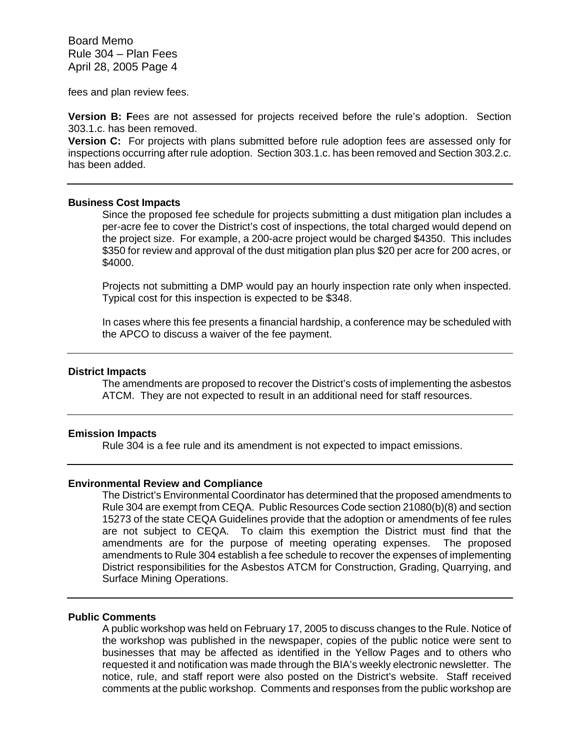fees and plan review fees.

**Version B: F**ees are not assessed for projects received before the rule's adoption. Section 303.1.c. has been removed.

**Version C:** For projects with plans submitted before rule adoption fees are assessed only for inspections occurring after rule adoption. Section 303.1.c. has been removed and Section 303.2.c. has been added.

---

**Business Cost Impacts**

Since the proposed fee schedule for projects submitting a dust mitigation plan includes a per-acre fee to cover the District's cost of inspections, the total charged would depend on the project size. For example, a 200-acre project would be charged $4350. This includes $350 for review and approval of the dust mitigation plan plus $20 per acre for 200 acres, or $4000.

Projects not submitting a DMP would pay an hourly inspection rate only when inspected. Typical cost for this inspection is expected to be $348.

In cases where this fee presents a financial hardship, a conference may be scheduled with the APCO to discuss a waiver of the fee payment.

---

**District Impacts**

The amendments are proposed to recover the District's costs of implementing the asbestos ATCM. They are not expected to result in an additional need for staff resources.

---

**Emission Impacts**

Rule 304 is a fee rule and its amendment is not expected to impact emissions.

---

**Environmental Review and Compliance**

The District's Environmental Coordinator has determined that the proposed amendments to Rule 304 are exempt from CEQA. Public Resources Code section 21080(b)(8) and section 15273 of the state CEQA Guidelines provide that the adoption or amendments of fee rules are not subject to CEQA. To claim this exemption the District must find that the amendments are for the purpose of meeting operating expenses. The proposed amendments to Rule 304 establish a fee schedule to recover the expenses of implementing District responsibilities for the Asbestos ATCM for Construction, Grading, Quarrying, and Surface Mining Operations.

---

**Public Comments**

A public workshop was held on February 17, 2005 to discuss changes to the Rule. Notice of the workshop was published in the newspaper, copies of the public notice were sent to businesses that may be affected as identified in the Yellow Pages and to others who requested it and notification was made through the BIA's weekly electronic newsletter. The notice, rule, and staff report were also posted on the District's website. Staff received comments at the public workshop. Comments and responses from the public workshop are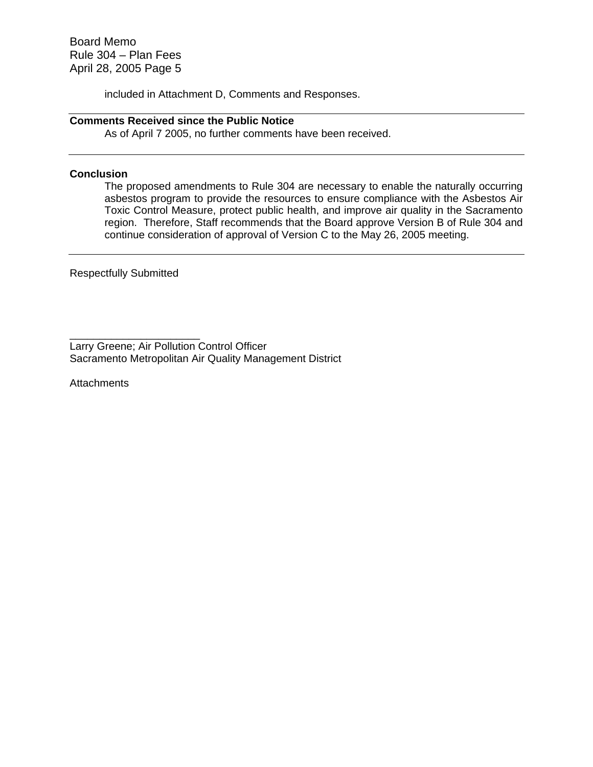included in Attachment D, Comments and Responses.

---

**Comments Received since the Public Notice**

As of April 7 2005, no further comments have been received.

---

**Conclusion**

The proposed amendments to Rule 304 are necessary to enable the naturally occurring asbestos program to provide the resources to ensure compliance with the Asbestos Air Toxic Control Measure, protect public health, and improve air quality in the Sacramento region. Therefore, Staff recommends that the Board approve Version B of Rule 304 and continue consideration of approval of Version C to the May 26, 2005 meeting.

---

Respectfully Submitted

\_\_\_\_\_\_\_\_\_\_\_\_\_\_\_\_\_\_\_\_\_\_

Larry Greene; Air Pollution Control Officer
Sacramento Metropolitan Air Quality Management District

Attachments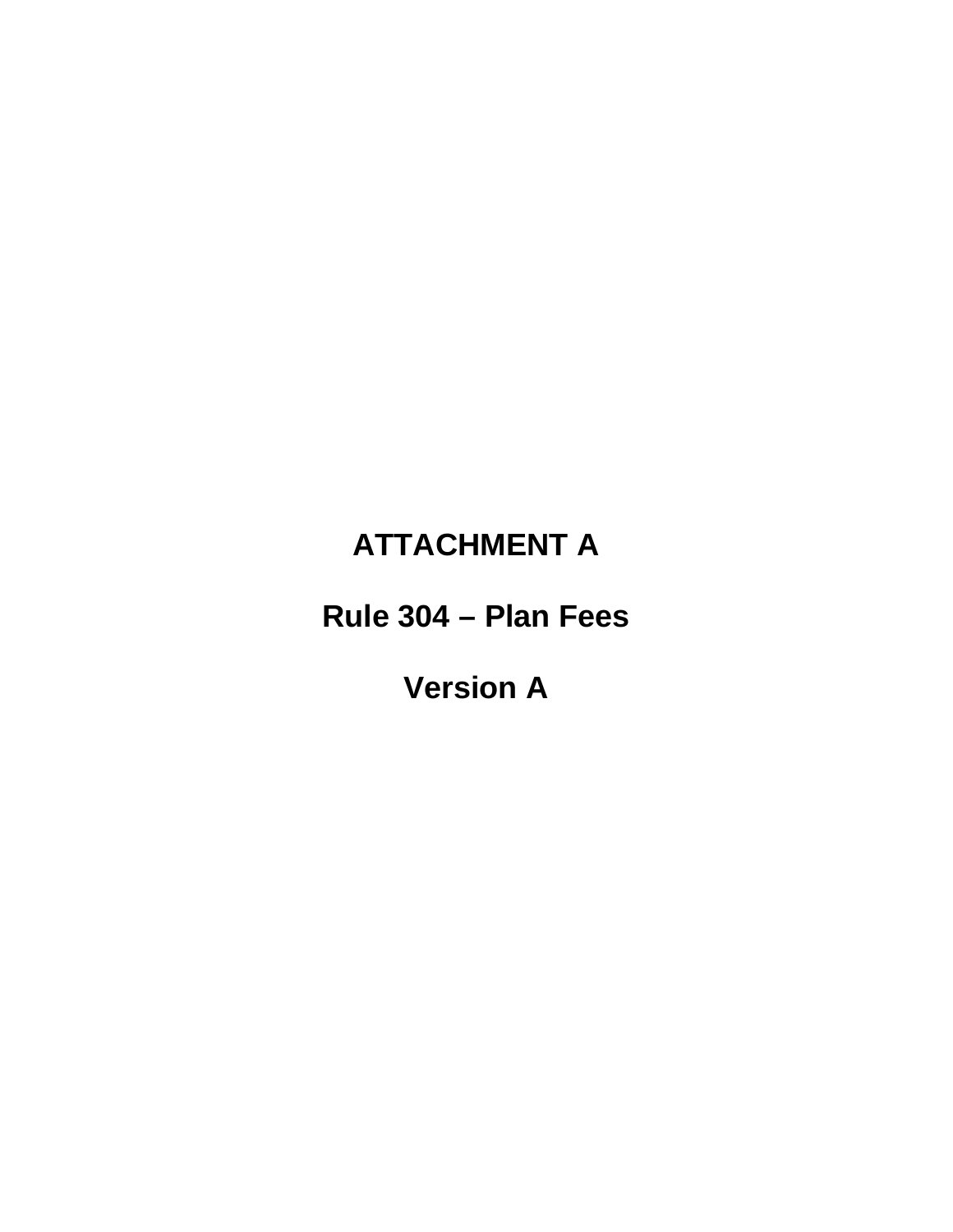# ATTACHMENT A

# Rule 304 – Plan Fees

# Version A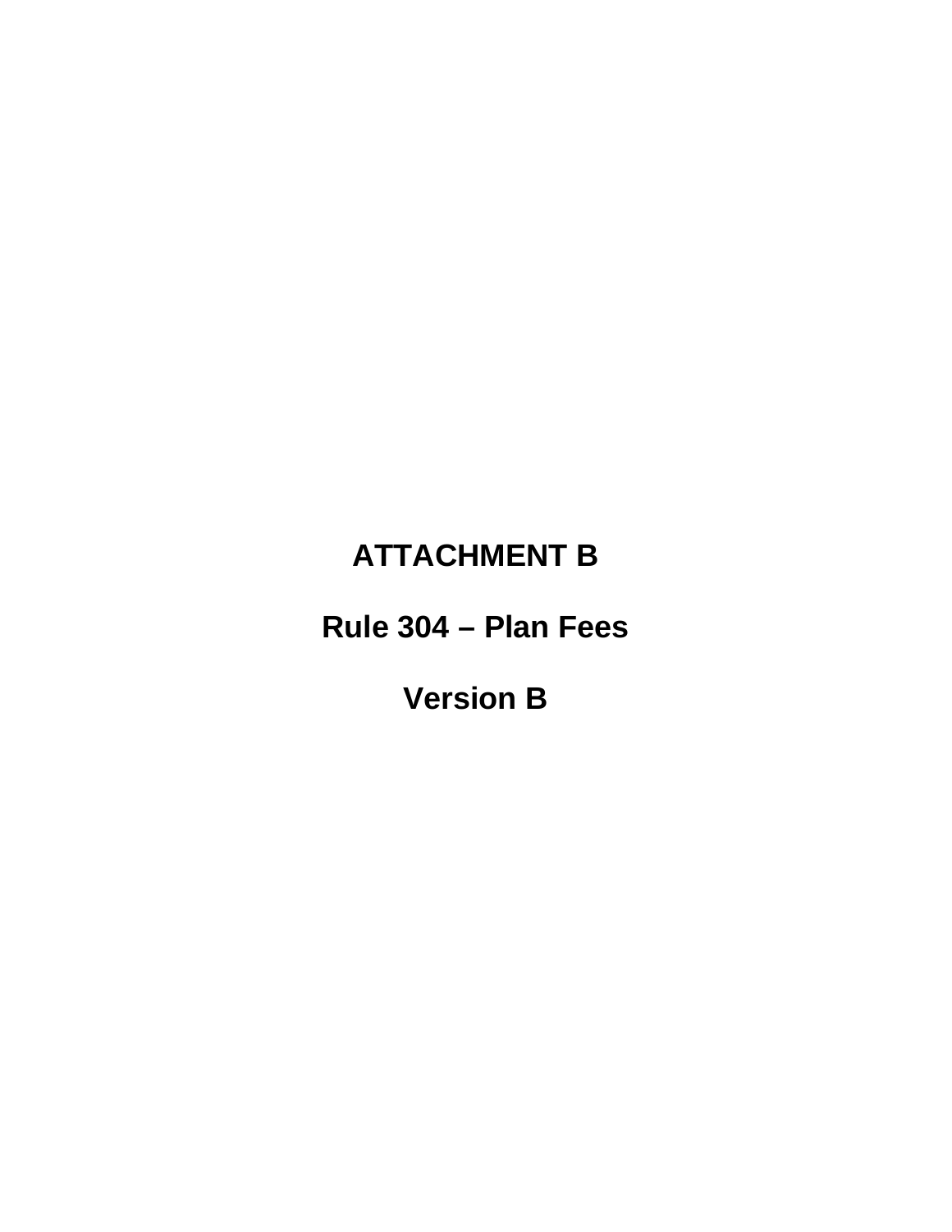# ATTACHMENT B

# Rule 304 – Plan Fees

# Version B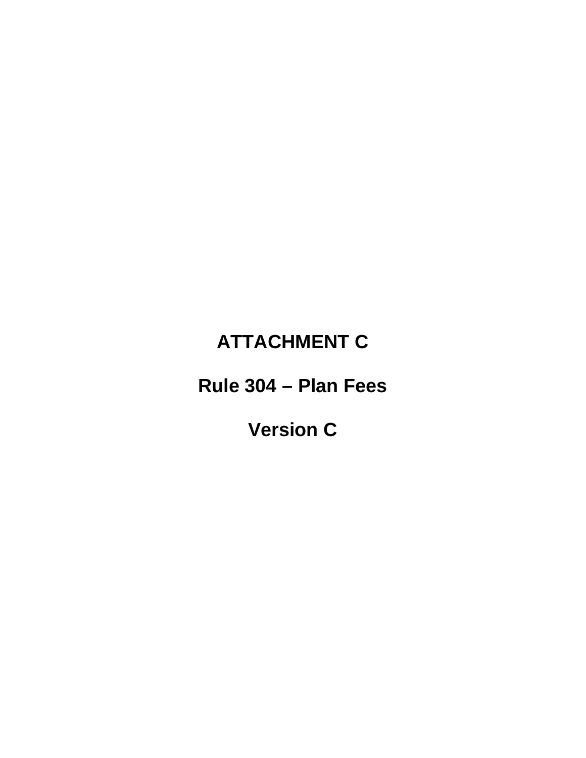# ATTACHMENT C

# Rule 304 – Plan Fees

# Version C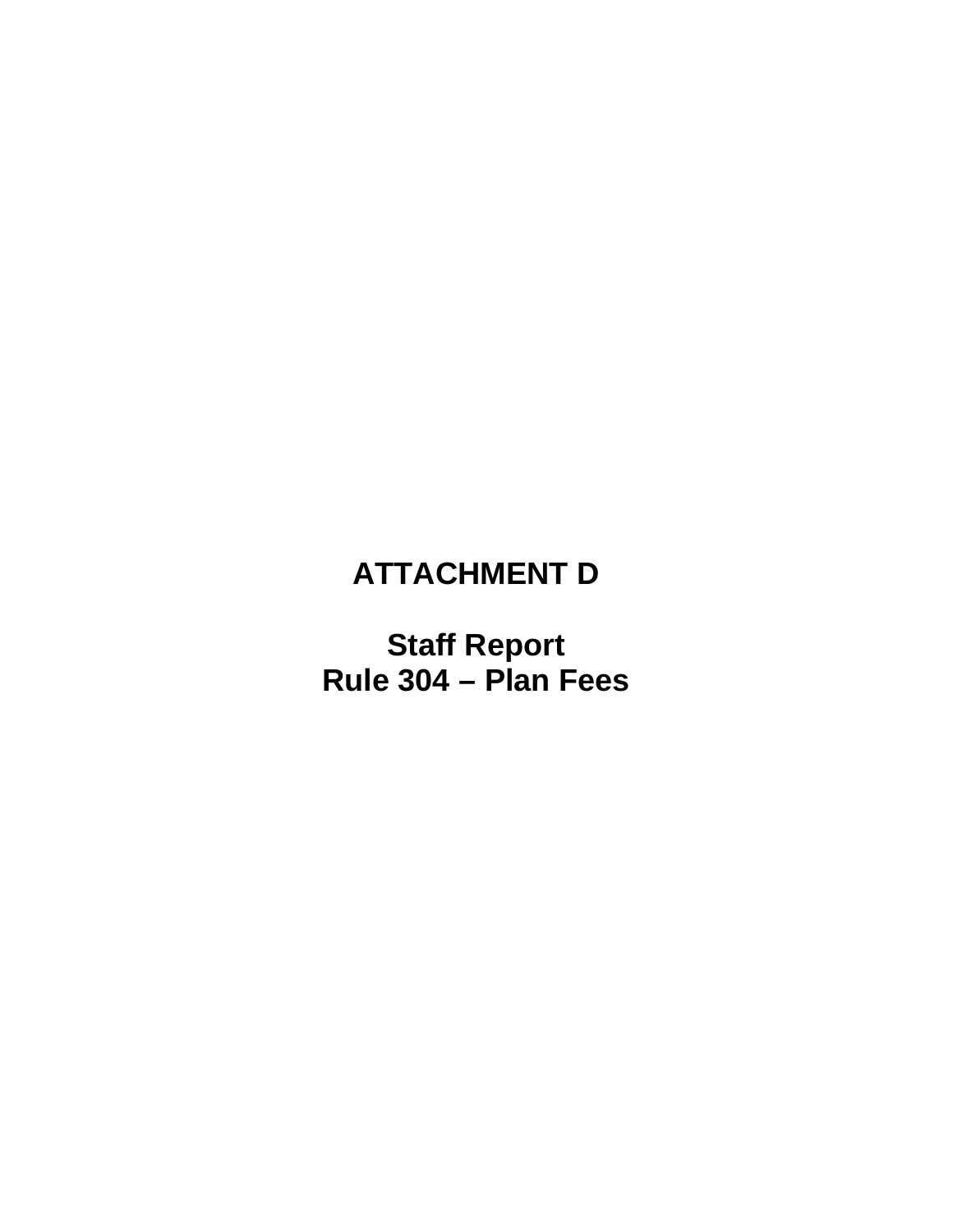# ATTACHMENT D

# Staff Report
# Rule 304 – Plan Fees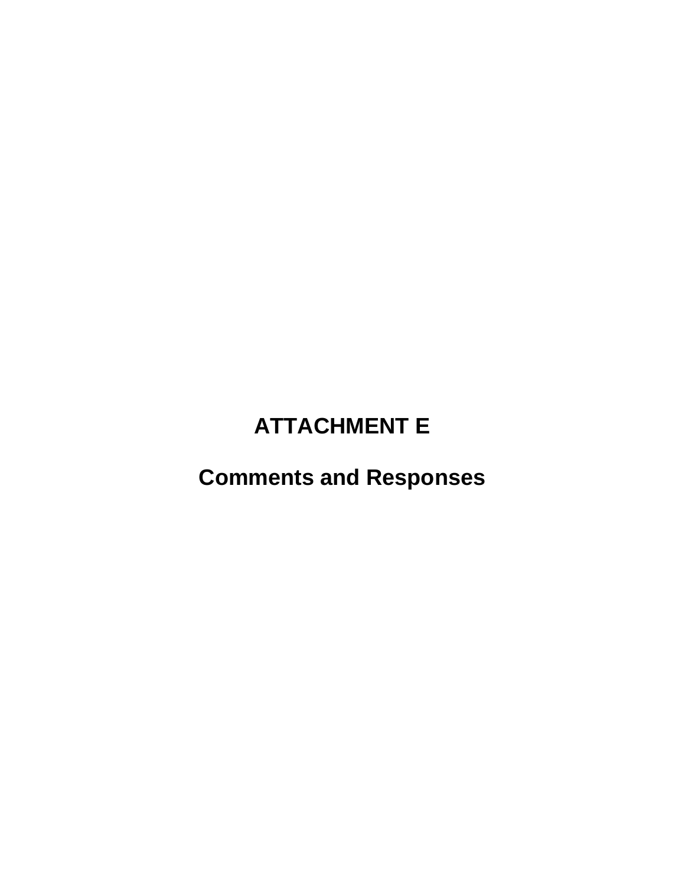# ATTACHMENT E

## Comments and Responses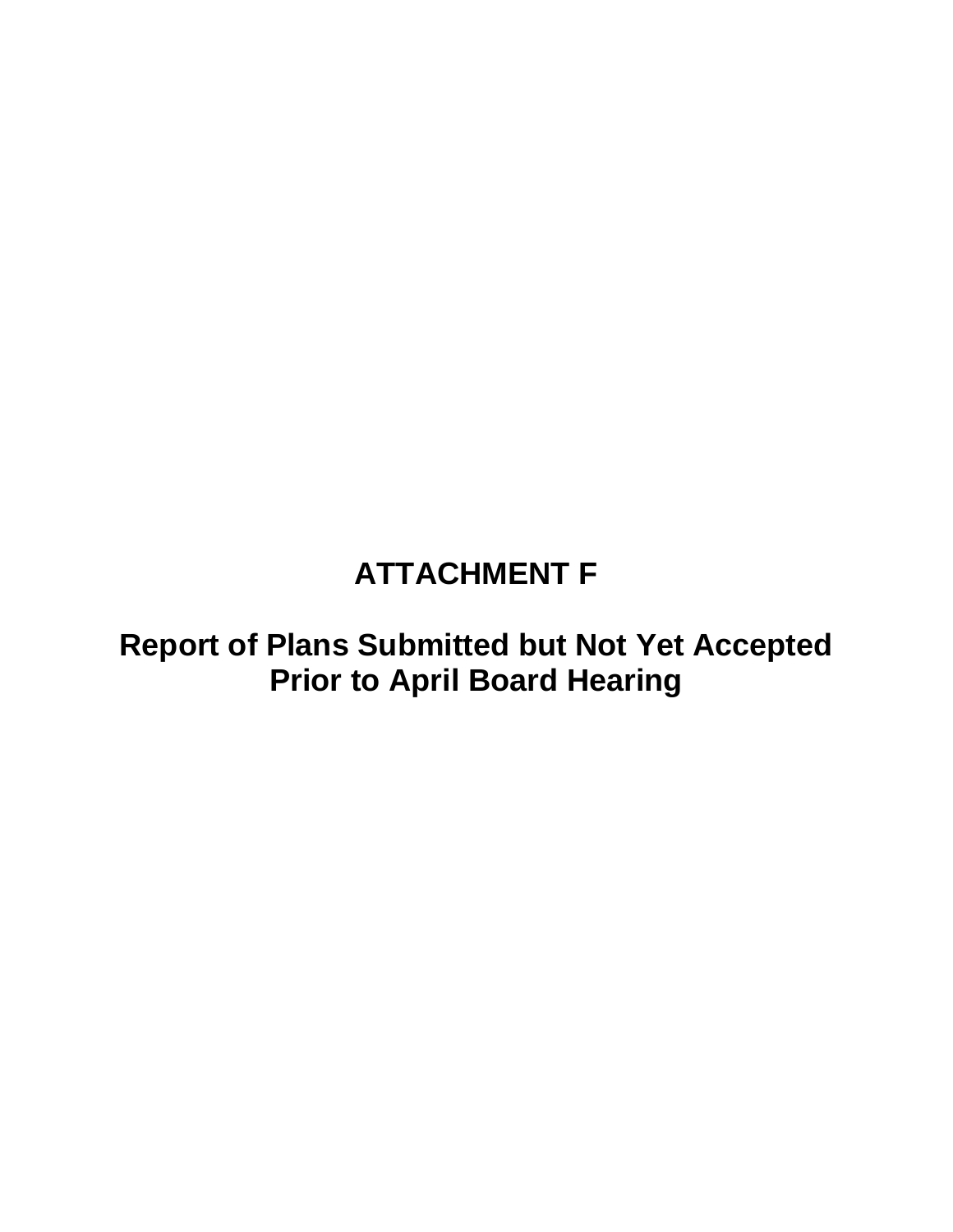# ATTACHMENT F

## Report of Plans Submitted but Not Yet Accepted Prior to April Board Hearing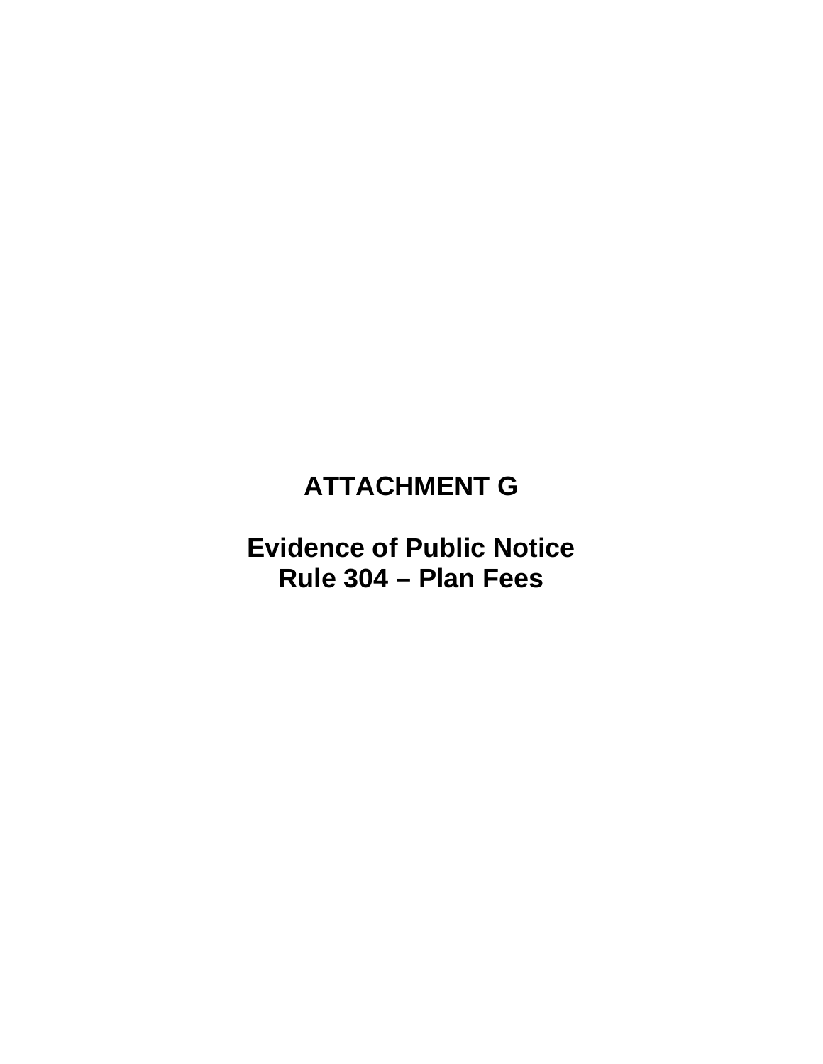# ATTACHMENT G

## Evidence of Public Notice
## Rule 304 – Plan Fees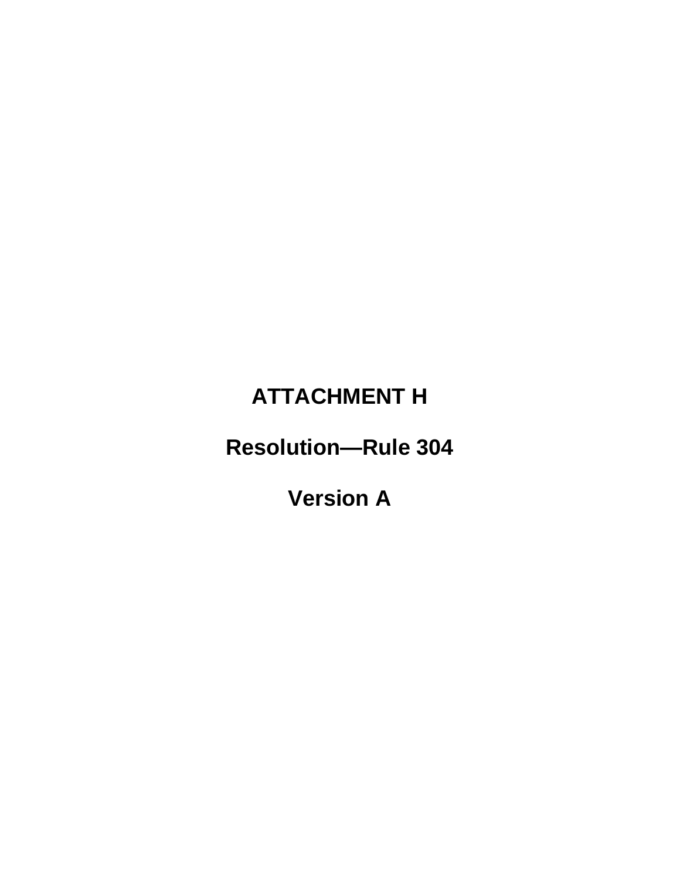# ATTACHMENT H

# Resolution—Rule 304

# Version A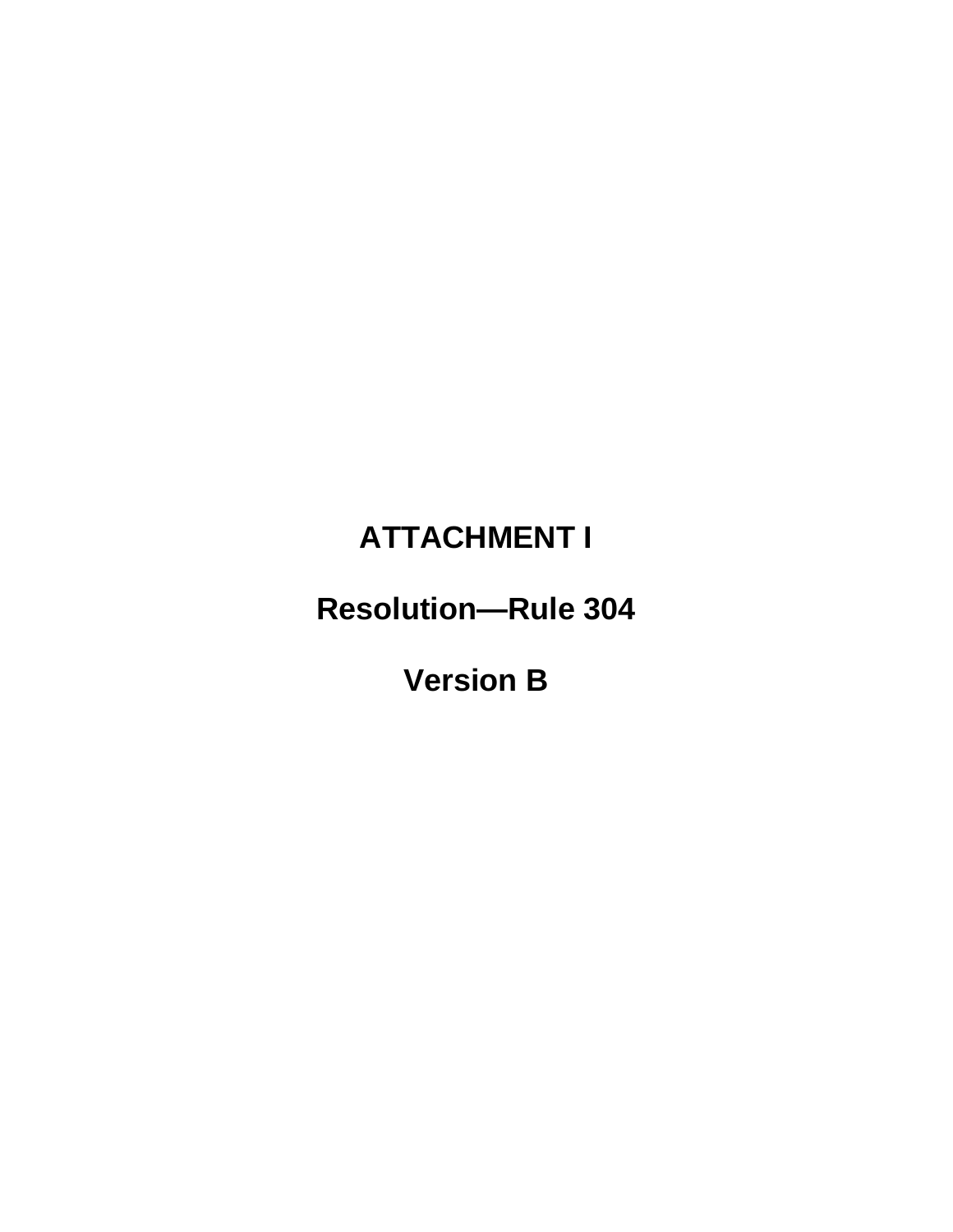# ATTACHMENT I

# Resolution—Rule 304

# Version B